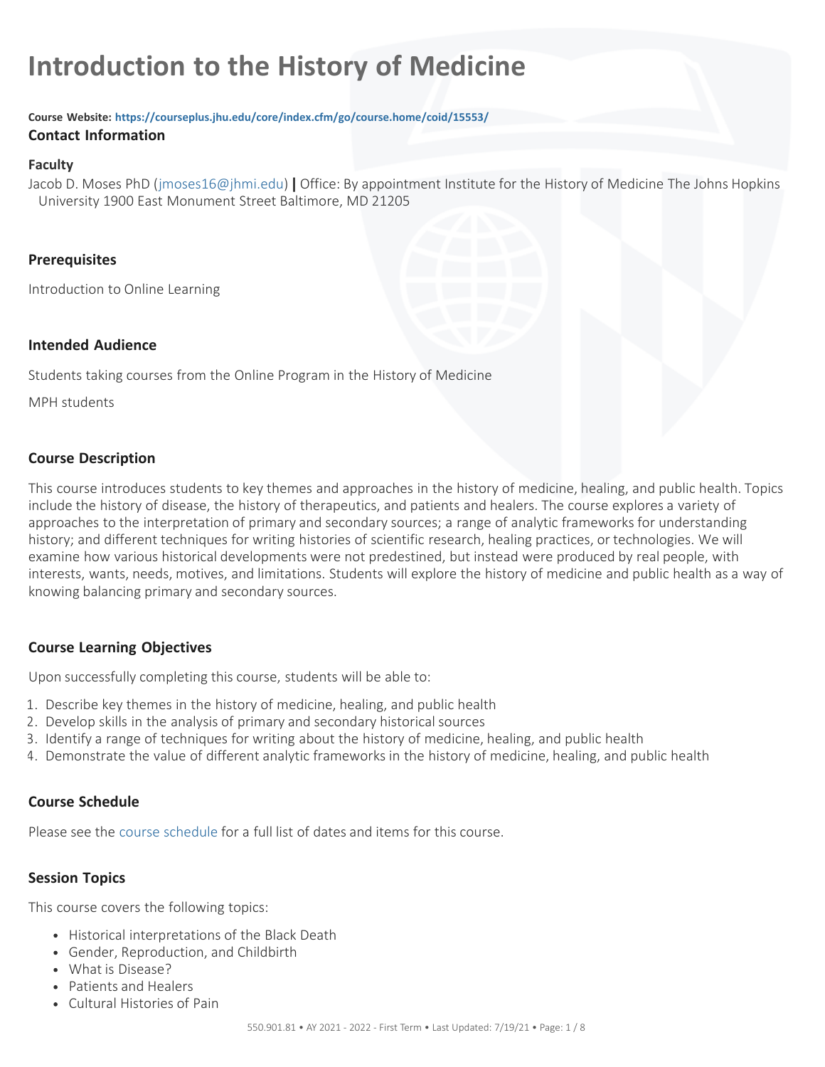# Introduction to the History of Medicine

**Course Website: https://courseplus.jhu.edu/core/index.cfm/go/course.home/coid/15553/**

### Contact Information

#### Faculty

Jacob D. Moses PhD (jmoses16@jhmi.edu) **|** Office: By appointment Institute for the History of Medicine The Johns Hopkins University 1900 East Monument Street Baltimore, MD 21205

#### Prerequisites

Introduction to Online Learning

#### Intended Audience

Students taking courses from the Online Program in the History of Medicine

MPH students

#### Course Description

This course introduces students to key themes and approaches in the history of medicine, healing, and public health. Topics include the history of disease, the history of therapeutics, and patients and healers. The course explores a variety of approaches to the interpretation of primary and secondary sources; a range of analytic frameworks for understanding history; and different techniques for writing histories of scientific research, healing practices, or technologies. We will examine how various historical developments were not predestined, but instead were produced by real people, with interests, wants, needs, motives, and limitations. Students will explore the history of medicine and public health as a way of knowing balancing primary and secondary sources.

#### Course Learning Objectives

Upon successfully completing this course, students will be able to:

1. Describe key themes in the history of medicine, healing, and public health
2. Develop skills in the analysis of primary and secondary historical sources
3. Identify a range of techniques for writing about the history of medicine, healing, and public health
4. Demonstrate the value of different analytic frameworks in the history of medicine, healing, and public health

#### Course Schedule

Please see the course schedule for a full list of dates and items for this course.

#### Session Topics

This course covers the following topics:

- Historical interpretations of the Black Death
- Gender, Reproduction, and Childbirth
- What is Disease?
- Patients and Healers
- Cultural Histories of Pain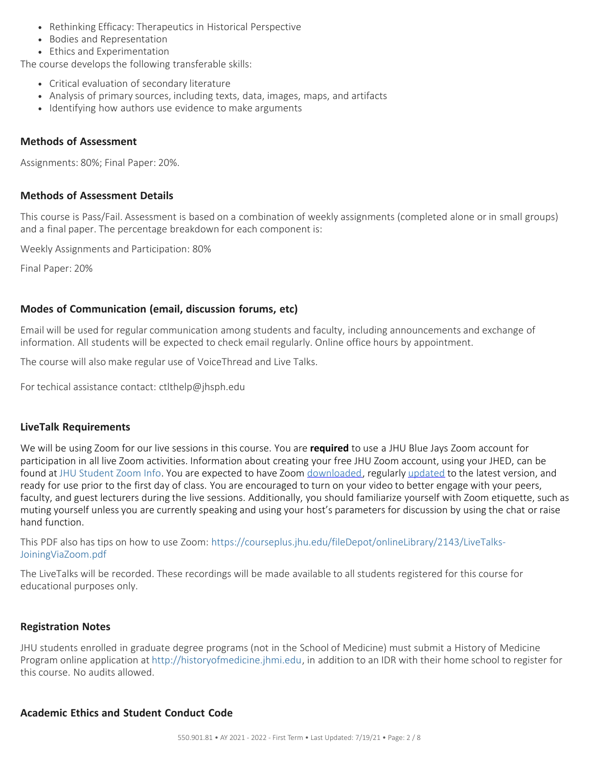- Rethinking Efficacy: Therapeutics in Historical Perspective
- Bodies and Representation
- Ethics and Experimentation

The course develops the following transferable skills:

- Critical evaluation of secondary literature
- Analysis of primary sources, including texts, data, images, maps, and artifacts
- Identifying how authors use evidence to make arguments

### Methods of Assessment

Assignments: 80%; Final Paper: 20%.

### Methods of Assessment Details

This course is Pass/Fail. Assessment is based on a combination of weekly assignments (completed alone or in small groups) and a final paper. The percentage breakdown for each component is:

Weekly Assignments and Participation: 80%

Final Paper: 20%

### Modes of Communication (email, discussion forums, etc)

Email will be used for regular communication among students and faculty, including announcements and exchange of information. All students will be expected to check email regularly. Online office hours by appointment.

The course will also make regular use of VoiceThread and Live Talks.

For techical assistance contact: ctlthelp@jhsph.edu

### LiveTalk Requirements

We will be using Zoom for our live sessions in this course. You are **required** to use a JHU Blue Jays Zoom account for participation in all live Zoom activities. Information about creating your free JHU Zoom account, using your JHED, can be found at JHU Student Zoom Info. You are expected to have Zoom downloaded, regularly updated to the latest version, and ready for use prior to the first day of class. You are encouraged to turn on your video to better engage with your peers, faculty, and guest lecturers during the live sessions. Additionally, you should familiarize yourself with Zoom etiquette, such as muting yourself unless you are currently speaking and using your host's parameters for discussion by using the chat or raise hand function.

This PDF also has tips on how to use Zoom: https://courseplus.jhu.edu/fileDepot/onlineLibrary/2143/LiveTalks-JoiningViaZoom.pdf

The LiveTalks will be recorded. These recordings will be made available to all students registered for this course for educational purposes only.

### Registration Notes

JHU students enrolled in graduate degree programs (not in the School of Medicine) must submit a History of Medicine Program online application at http://historyofmedicine.jhmi.edu, in addition to an IDR with their home school to register for this course. No audits allowed.

### Academic Ethics and Student Conduct Code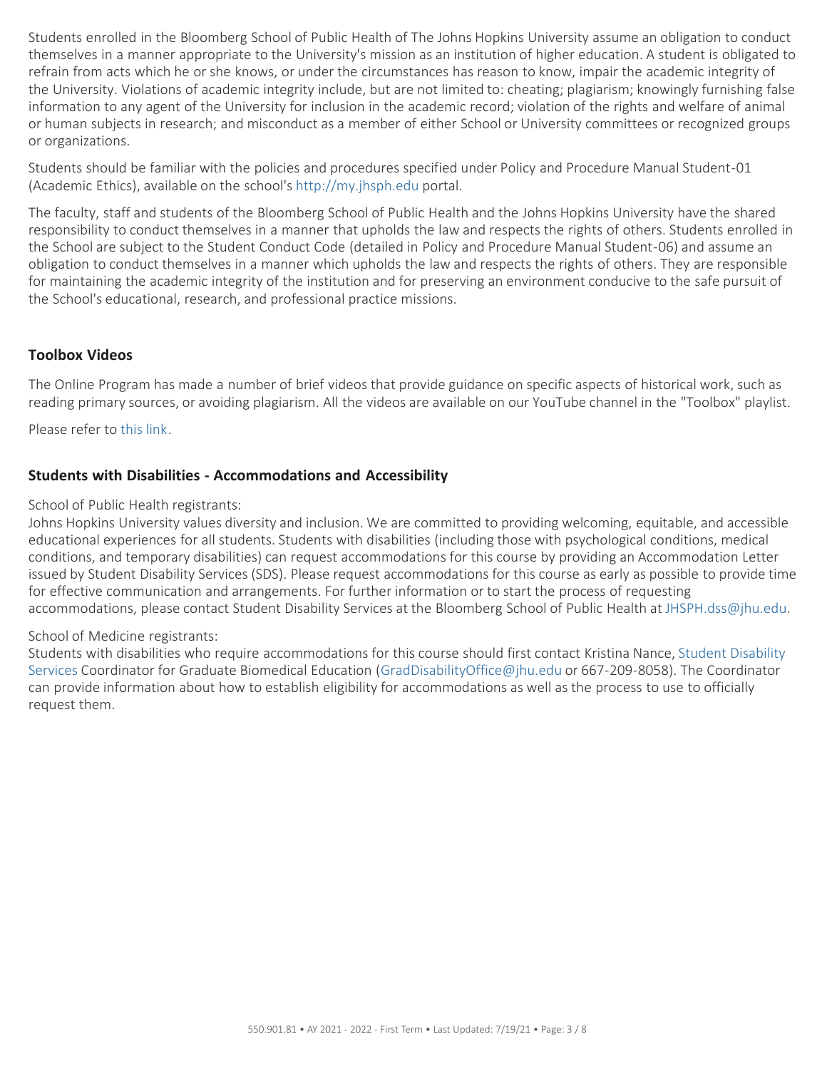Students enrolled in the Bloomberg School of Public Health of The Johns Hopkins University assume an obligation to conduct themselves in a manner appropriate to the University's mission as an institution of higher education. A student is obligated to refrain from acts which he or she knows, or under the circumstances has reason to know, impair the academic integrity of the University. Violations of academic integrity include, but are not limited to: cheating; plagiarism; knowingly furnishing false information to any agent of the University for inclusion in the academic record; violation of the rights and welfare of animal or human subjects in research; and misconduct as a member of either School or University committees or recognized groups or organizations.

Students should be familiar with the policies and procedures specified under Policy and Procedure Manual Student-01 (Academic Ethics), available on the school's http://my.jhsph.edu portal.

The faculty, staff and students of the Bloomberg School of Public Health and the Johns Hopkins University have the shared responsibility to conduct themselves in a manner that upholds the law and respects the rights of others. Students enrolled in the School are subject to the Student Conduct Code (detailed in Policy and Procedure Manual Student-06) and assume an obligation to conduct themselves in a manner which upholds the law and respects the rights of others. They are responsible for maintaining the academic integrity of the institution and for preserving an environment conducive to the safe pursuit of the School's educational, research, and professional practice missions.

### Toolbox Videos

The Online Program has made a number of brief videos that provide guidance on specific aspects of historical work, such as reading primary sources, or avoiding plagiarism. All the videos are available on our YouTube channel in the "Toolbox" playlist.

Please refer to this link.

### Students with Disabilities - Accommodations and Accessibility

School of Public Health registrants:
Johns Hopkins University values diversity and inclusion. We are committed to providing welcoming, equitable, and accessible educational experiences for all students. Students with disabilities (including those with psychological conditions, medical conditions, and temporary disabilities) can request accommodations for this course by providing an Accommodation Letter issued by Student Disability Services (SDS). Please request accommodations for this course as early as possible to provide time for effective communication and arrangements. For further information or to start the process of requesting accommodations, please contact Student Disability Services at the Bloomberg School of Public Health at JHSPH.dss@jhu.edu.

School of Medicine registrants:
Students with disabilities who require accommodations for this course should first contact Kristina Nance, Student Disability Services Coordinator for Graduate Biomedical Education (GradDisabilityOffice@jhu.edu or 667-209-8058). The Coordinator can provide information about how to establish eligibility for accommodations as well as the process to use to officially request them.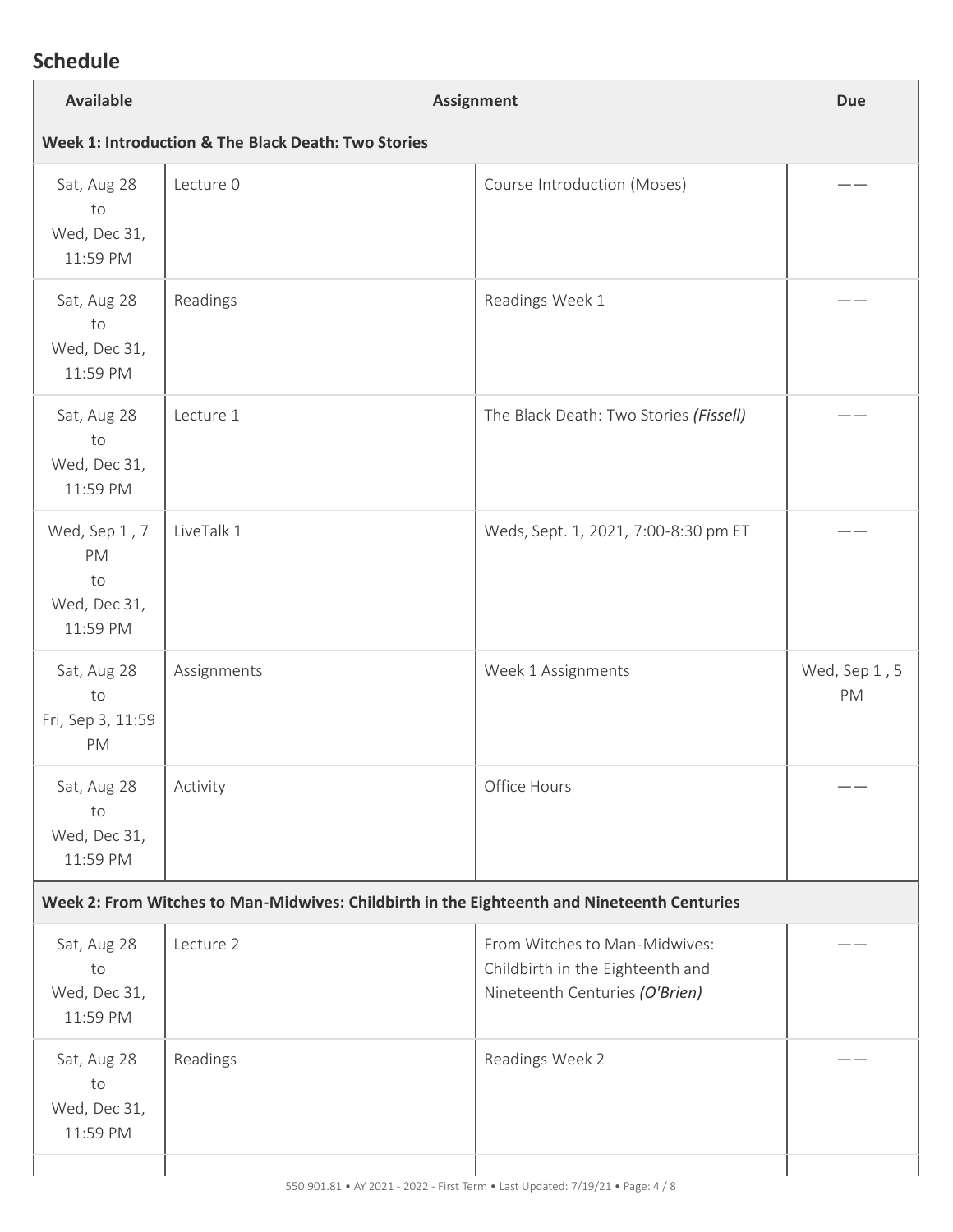## Schedule

| Available | Assignment | | Due |
|---|---|---|---|
| **Week 1: Introduction & The Black Death: Two Stories** | | | |
| Sat, Aug 28 to Wed, Dec 31, 11:59 PM | Lecture 0 | Course Introduction (Moses) | —— |
| Sat, Aug 28 to Wed, Dec 31, 11:59 PM | Readings | Readings Week 1 | —— |
| Sat, Aug 28 to Wed, Dec 31, 11:59 PM | Lecture 1 | The Black Death: Two Stories *(Fissell)* | —— |
| Wed, Sep 1 , 7 PM to Wed, Dec 31, 11:59 PM | LiveTalk 1 | Weds, Sept. 1, 2021, 7:00-8:30 pm ET | —— |
| Sat, Aug 28 to Fri, Sep 3, 11:59 PM | Assignments | Week 1 Assignments | Wed, Sep 1 , 5 PM |
| Sat, Aug 28 to Wed, Dec 31, 11:59 PM | Activity | Office Hours | —— |
| **Week 2: From Witches to Man-Midwives: Childbirth in the Eighteenth and Nineteenth Centuries** | | | |
| Sat, Aug 28 to Wed, Dec 31, 11:59 PM | Lecture 2 | From Witches to Man-Midwives: Childbirth in the Eighteenth and Nineteenth Centuries *(O'Brien)* | —— |
| Sat, Aug 28 to Wed, Dec 31, 11:59 PM | Readings | Readings Week 2 | —— |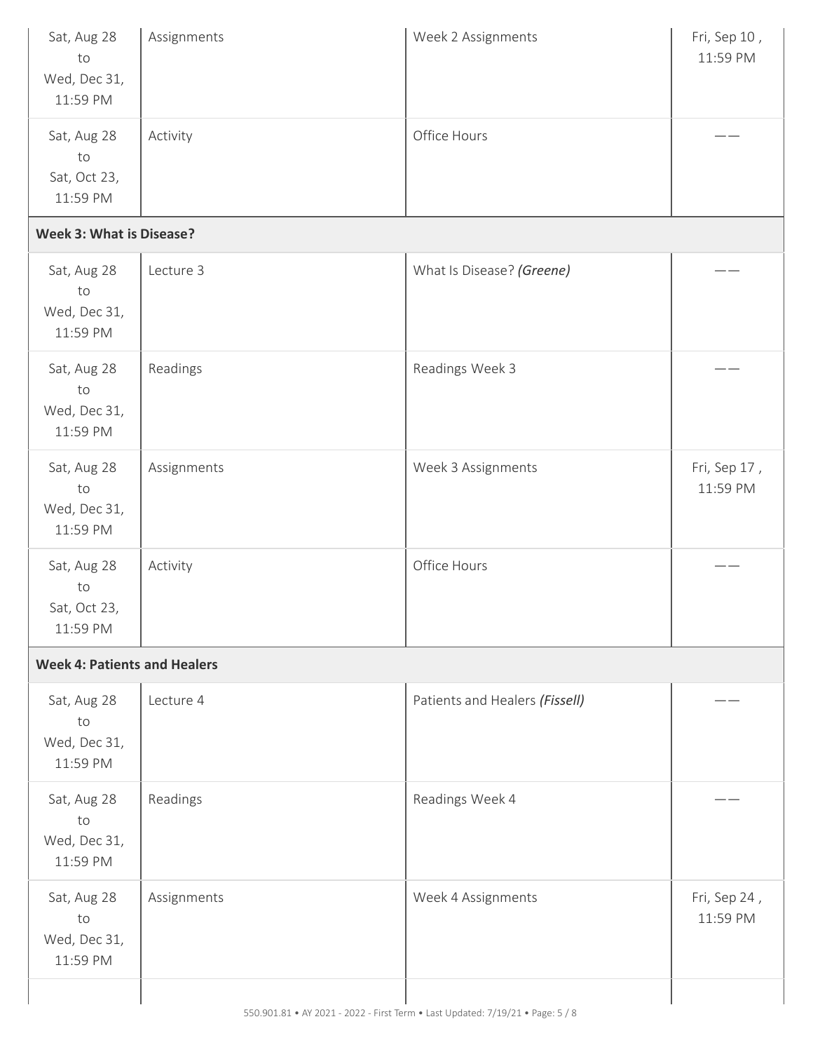| | | | |
|---|---|---|---|
| Sat, Aug 28 to Wed, Dec 31, 11:59 PM | Assignments | Week 2 Assignments | Fri, Sep 10 , 11:59 PM |
| Sat, Aug 28 to Sat, Oct 23, 11:59 PM | Activity | Office Hours | —— |
| **Week 3: What is Disease?** | | | |
| Sat, Aug 28 to Wed, Dec 31, 11:59 PM | Lecture 3 | What Is Disease? *(Greene)* | —— |
| Sat, Aug 28 to Wed, Dec 31, 11:59 PM | Readings | Readings Week 3 | —— |
| Sat, Aug 28 to Wed, Dec 31, 11:59 PM | Assignments | Week 3 Assignments | Fri, Sep 17 , 11:59 PM |
| Sat, Aug 28 to Sat, Oct 23, 11:59 PM | Activity | Office Hours | —— |
| **Week 4: Patients and Healers** | | | |
| Sat, Aug 28 to Wed, Dec 31, 11:59 PM | Lecture 4 | Patients and Healers *(Fissell)* | —— |
| Sat, Aug 28 to Wed, Dec 31, 11:59 PM | Readings | Readings Week 4 | —— |
| Sat, Aug 28 to Wed, Dec 31, 11:59 PM | Assignments | Week 4 Assignments | Fri, Sep 24 , 11:59 PM |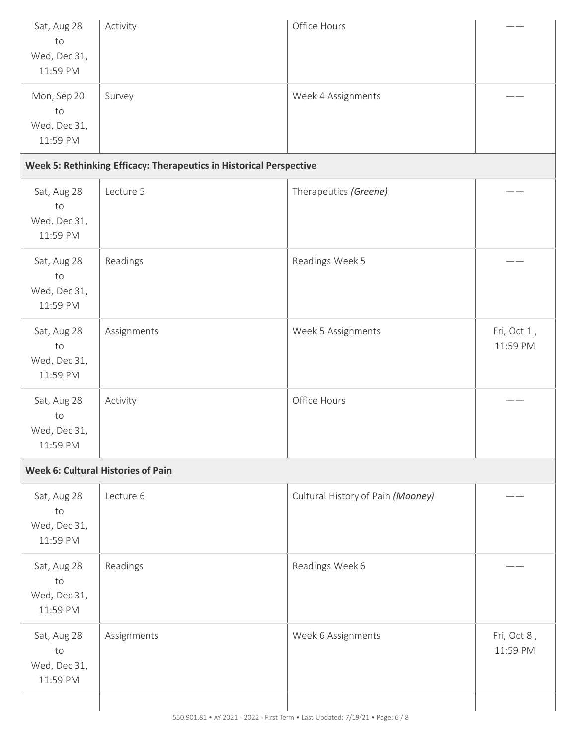| | | | |
|---|---|---|---|
| Sat, Aug 28 to Wed, Dec 31, 11:59 PM | Activity | Office Hours | —— |
| Mon, Sep 20 to Wed, Dec 31, 11:59 PM | Survey | Week 4 Assignments | —— |
| **Week 5: Rethinking Efficacy: Therapeutics in Historical Perspective** | | | |
| Sat, Aug 28 to Wed, Dec 31, 11:59 PM | Lecture 5 | Therapeutics *(Greene)* | —— |
| Sat, Aug 28 to Wed, Dec 31, 11:59 PM | Readings | Readings Week 5 | —— |
| Sat, Aug 28 to Wed, Dec 31, 11:59 PM | Assignments | Week 5 Assignments | Fri, Oct 1 , 11:59 PM |
| Sat, Aug 28 to Wed, Dec 31, 11:59 PM | Activity | Office Hours | —— |
| **Week 6: Cultural Histories of Pain** | | | |
| Sat, Aug 28 to Wed, Dec 31, 11:59 PM | Lecture 6 | Cultural History of Pain *(Mooney)* | —— |
| Sat, Aug 28 to Wed, Dec 31, 11:59 PM | Readings | Readings Week 6 | —— |
| Sat, Aug 28 to Wed, Dec 31, 11:59 PM | Assignments | Week 6 Assignments | Fri, Oct 8 , 11:59 PM |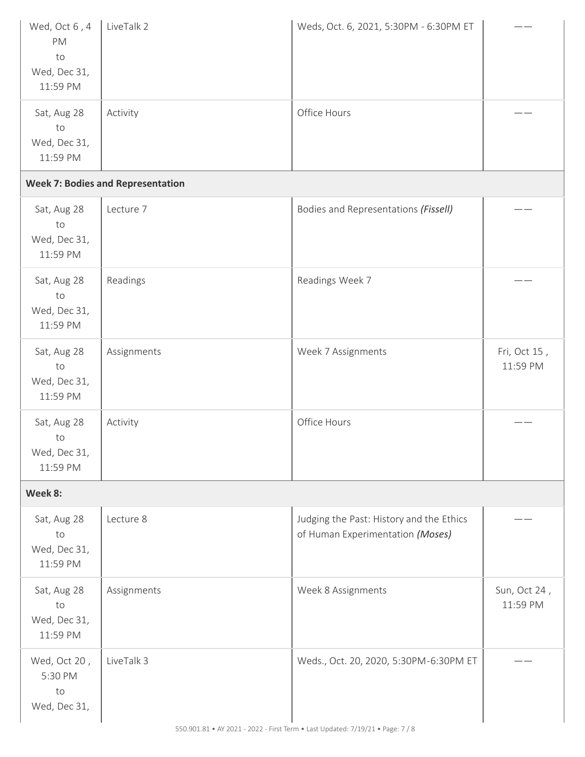| | | | |
|---|---|---|---|
| Wed, Oct 6 , 4 PM to Wed, Dec 31, 11:59 PM | LiveTalk 2 | Weds, Oct. 6, 2021, 5:30PM - 6:30PM ET | —— |
| Sat, Aug 28 to Wed, Dec 31, 11:59 PM | Activity | Office Hours | —— |
| **Week 7: Bodies and Representation** | | | |
| Sat, Aug 28 to Wed, Dec 31, 11:59 PM | Lecture 7 | Bodies and Representations ***(Fissell)*** | —— |
| Sat, Aug 28 to Wed, Dec 31, 11:59 PM | Readings | Readings Week 7 | —— |
| Sat, Aug 28 to Wed, Dec 31, 11:59 PM | Assignments | Week 7 Assignments | Fri, Oct 15 , 11:59 PM |
| Sat, Aug 28 to Wed, Dec 31, 11:59 PM | Activity | Office Hours | —— |
| **Week 8:** | | | |
| Sat, Aug 28 to Wed, Dec 31, 11:59 PM | Lecture 8 | Judging the Past: History and the Ethics of Human Experimentation ***(Moses)*** | —— |
| Sat, Aug 28 to Wed, Dec 31, 11:59 PM | Assignments | Week 8 Assignments | Sun, Oct 24 , 11:59 PM |
| Wed, Oct 20 , 5:30 PM to Wed, Dec 31, | LiveTalk 3 | Weds., Oct. 20, 2020, 5:30PM-6:30PM ET | —— |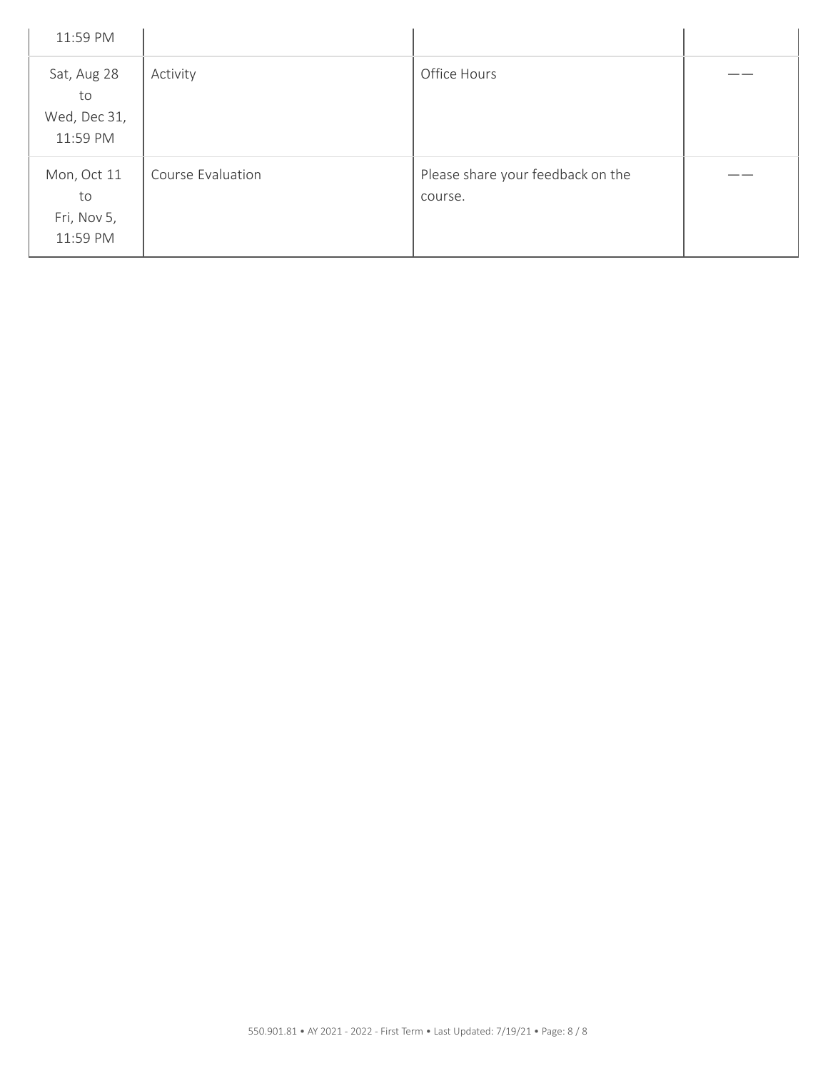| | | | |
|---|---|---|---|
| 11:59 PM | | | |
| Sat, Aug 28 to Wed, Dec 31, 11:59 PM | Activity | Office Hours | —— |
| Mon, Oct 11 to Fri, Nov 5, 11:59 PM | Course Evaluation | Please share your feedback on the course. | —— |